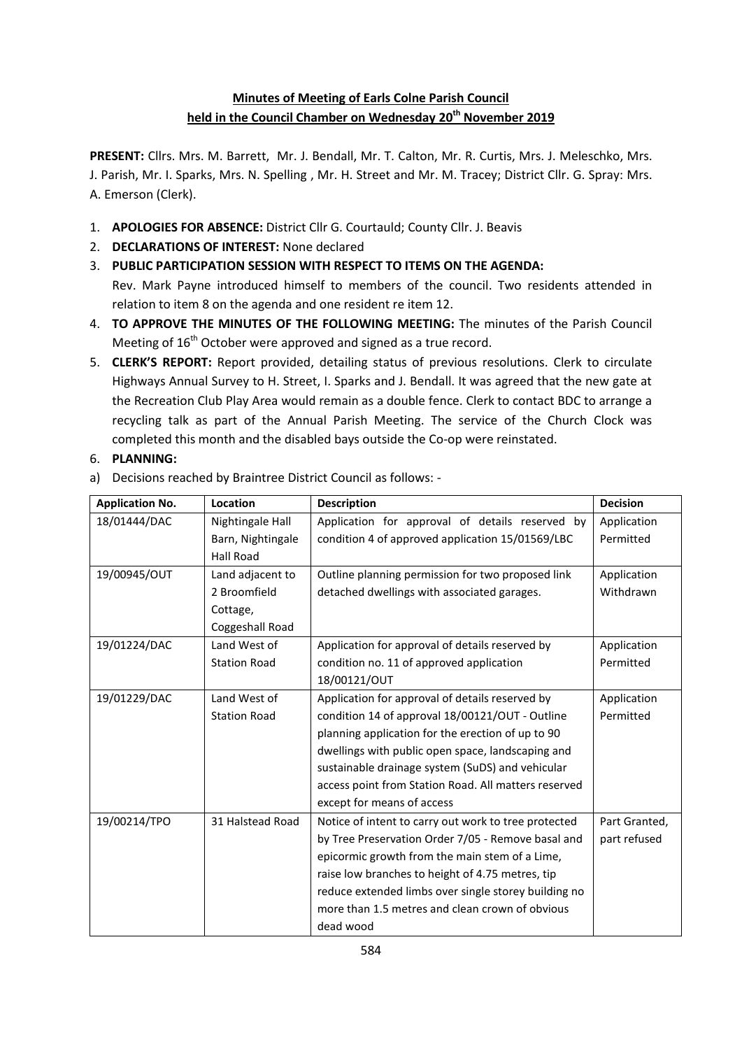## Minutes of Meeting of Earls Colne Parish Council held in the Council Chamber on Wednesday 20th November 2019

**PRESENT:** Cllrs. Mrs. M. Barrett, Mr. J. Bendall, Mr. T. Calton, Mr. R. Curtis, Mrs. J. Meleschko, Mrs. J. Parish, Mr. I. Sparks, Mrs. N. Spelling , Mr. H. Street and Mr. M. Tracey; District Cllr. G. Spray: Mrs. A. Emerson (Clerk).

1. **APOLOGIES FOR ABSENCE:** District Cllr G. Courtauld; County Cllr. J. Beavis
2. **DECLARATIONS OF INTEREST:** None declared
3. **PUBLIC PARTICIPATION SESSION WITH RESPECT TO ITEMS ON THE AGENDA:** Rev. Mark Payne introduced himself to members of the council. Two residents attended in relation to item 8 on the agenda and one resident re item 12.
4. **TO APPROVE THE MINUTES OF THE FOLLOWING MEETING:** The minutes of the Parish Council Meeting of 16th October were approved and signed as a true record.
5. **CLERK'S REPORT:** Report provided, detailing status of previous resolutions. Clerk to circulate Highways Annual Survey to H. Street, I. Sparks and J. Bendall. It was agreed that the new gate at the Recreation Club Play Area would remain as a double fence. Clerk to contact BDC to arrange a recycling talk as part of the Annual Parish Meeting. The service of the Church Clock was completed this month and the disabled bays outside the Co-op were reinstated.
6. **PLANNING:**

a) Decisions reached by Braintree District Council as follows: -

| Application No. | Location | Description | Decision |
|---|---|---|---|
| 18/01444/DAC | Nightingale Hall Barn, Nightingale Hall Road | Application for approval of details reserved by condition 4 of approved application 15/01569/LBC | Application Permitted |
| 19/00945/OUT | Land adjacent to 2 Broomfield Cottage, Coggeshall Road | Outline planning permission for two proposed link detached dwellings with associated garages. | Application Withdrawn |
| 19/01224/DAC | Land West of Station Road | Application for approval of details reserved by condition no. 11 of approved application 18/00121/OUT | Application Permitted |
| 19/01229/DAC | Land West of Station Road | Application for approval of details reserved by condition 14 of approval 18/00121/OUT - Outline planning application for the erection of up to 90 dwellings with public open space, landscaping and sustainable drainage system (SuDS) and vehicular access point from Station Road. All matters reserved except for means of access | Application Permitted |
| 19/00214/TPO | 31 Halstead Road | Notice of intent to carry out work to tree protected by Tree Preservation Order 7/05 - Remove basal and epicormic growth from the main stem of a Lime, raise low branches to height of 4.75 metres, tip reduce extended limbs over single storey building no more than 1.5 metres and clean crown of obvious dead wood | Part Granted, part refused |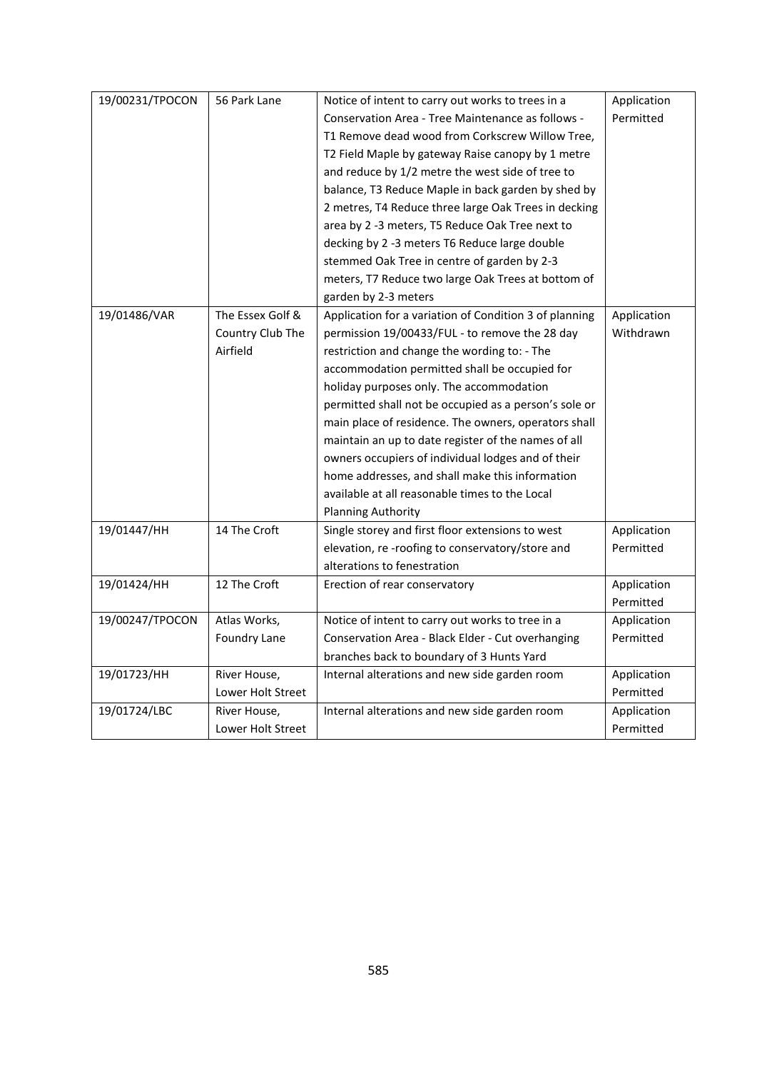| 19/00231/TPOCON | 56 Park Lane | Notice of intent to carry out works to trees in a Conservation Area - Tree Maintenance as follows - T1 Remove dead wood from Corkscrew Willow Tree, T2 Field Maple by gateway Raise canopy by 1 metre and reduce by 1/2 metre the west side of tree to balance, T3 Reduce Maple in back garden by shed by 2 metres, T4 Reduce three large Oak Trees in decking area by 2 -3 meters, T5 Reduce Oak Tree next to decking by 2 -3 meters T6 Reduce large double stemmed Oak Tree in centre of garden by 2-3 meters, T7 Reduce two large Oak Trees at bottom of garden by 2-3 meters | Application Permitted |
|---|---|---|---|
| 19/01486/VAR | The Essex Golf & Country Club The Airfield | Application for a variation of Condition 3 of planning permission 19/00433/FUL - to remove the 28 day restriction and change the wording to: - The accommodation permitted shall be occupied for holiday purposes only. The accommodation permitted shall not be occupied as a person's sole or main place of residence. The owners, operators shall maintain an up to date register of the names of all owners occupiers of individual lodges and of their home addresses, and shall make this information available at all reasonable times to the Local Planning Authority | Application Withdrawn |
| 19/01447/HH | 14 The Croft | Single storey and first floor extensions to west elevation, re -roofing to conservatory/store and alterations to fenestration | Application Permitted |
| 19/01424/HH | 12 The Croft | Erection of rear conservatory | Application Permitted |
| 19/00247/TPOCON | Atlas Works, Foundry Lane | Notice of intent to carry out works to tree in a Conservation Area - Black Elder - Cut overhanging branches back to boundary of 3 Hunts Yard | Application Permitted |
| 19/01723/HH | River House, Lower Holt Street | Internal alterations and new side garden room | Application Permitted |
| 19/01724/LBC | River House, Lower Holt Street | Internal alterations and new side garden room | Application Permitted |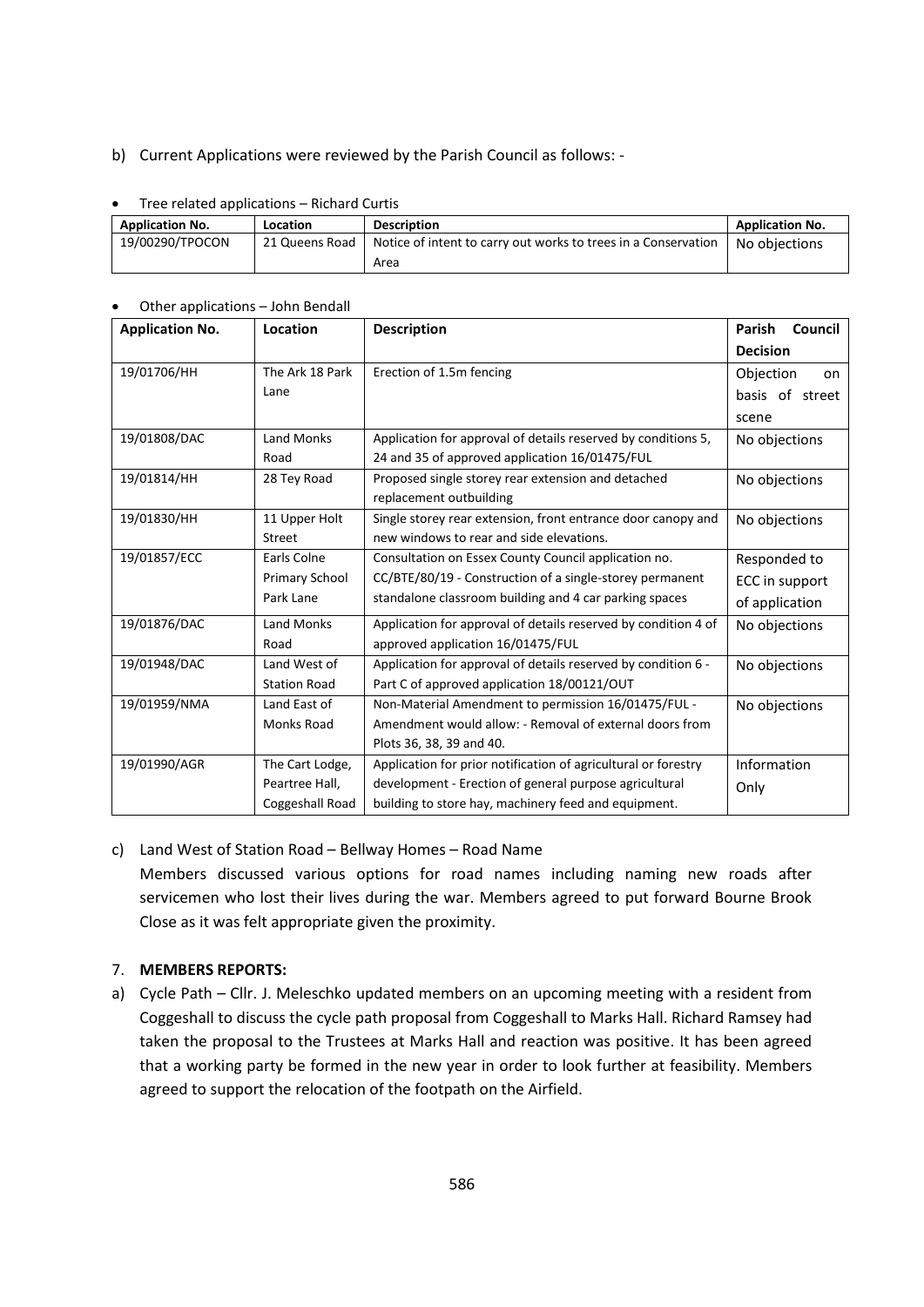b) Current Applications were reviewed by the Parish Council as follows: -

- Tree related applications – Richard Curtis

| Application No. | Location | Description | Application No. |
|---|---|---|---|
| 19/00290/TPOCON | 21 Queens Road | Notice of intent to carry out works to trees in a Conservation Area | No objections |

- Other applications – John Bendall

| Application No. | Location | Description | Parish Council Decision |
|---|---|---|---|
| 19/01706/HH | The Ark 18 Park Lane | Erection of 1.5m fencing | Objection on basis of street scene |
| 19/01808/DAC | Land Monks Road | Application for approval of details reserved by conditions 5, 24 and 35 of approved application 16/01475/FUL | No objections |
| 19/01814/HH | 28 Tey Road | Proposed single storey rear extension and detached replacement outbuilding | No objections |
| 19/01830/HH | 11 Upper Holt Street | Single storey rear extension, front entrance door canopy and new windows to rear and side elevations. | No objections |
| 19/01857/ECC | Earls Colne Primary School Park Lane | Consultation on Essex County Council application no. CC/BTE/80/19 - Construction of a single-storey permanent standalone classroom building and 4 car parking spaces | Responded to ECC in support of application |
| 19/01876/DAC | Land Monks Road | Application for approval of details reserved by condition 4 of approved application 16/01475/FUL | No objections |
| 19/01948/DAC | Land West of Station Road | Application for approval of details reserved by condition 6 - Part C of approved application 18/00121/OUT | No objections |
| 19/01959/NMA | Land East of Monks Road | Non-Material Amendment to permission 16/01475/FUL - Amendment would allow: - Removal of external doors from Plots 36, 38, 39 and 40. | No objections |
| 19/01990/AGR | The Cart Lodge, Peartree Hall, Coggeshall Road | Application for prior notification of agricultural or forestry development - Erection of general purpose agricultural building to store hay, machinery feed and equipment. | Information Only |

c) Land West of Station Road – Bellway Homes – Road Name

Members discussed various options for road names including naming new roads after servicemen who lost their lives during the war. Members agreed to put forward Bourne Brook Close as it was felt appropriate given the proximity.

7. **MEMBERS REPORTS:**

a) Cycle Path – Cllr. J. Meleschko updated members on an upcoming meeting with a resident from Coggeshall to discuss the cycle path proposal from Coggeshall to Marks Hall. Richard Ramsey had taken the proposal to the Trustees at Marks Hall and reaction was positive. It has been agreed that a working party be formed in the new year in order to look further at feasibility. Members agreed to support the relocation of the footpath on the Airfield.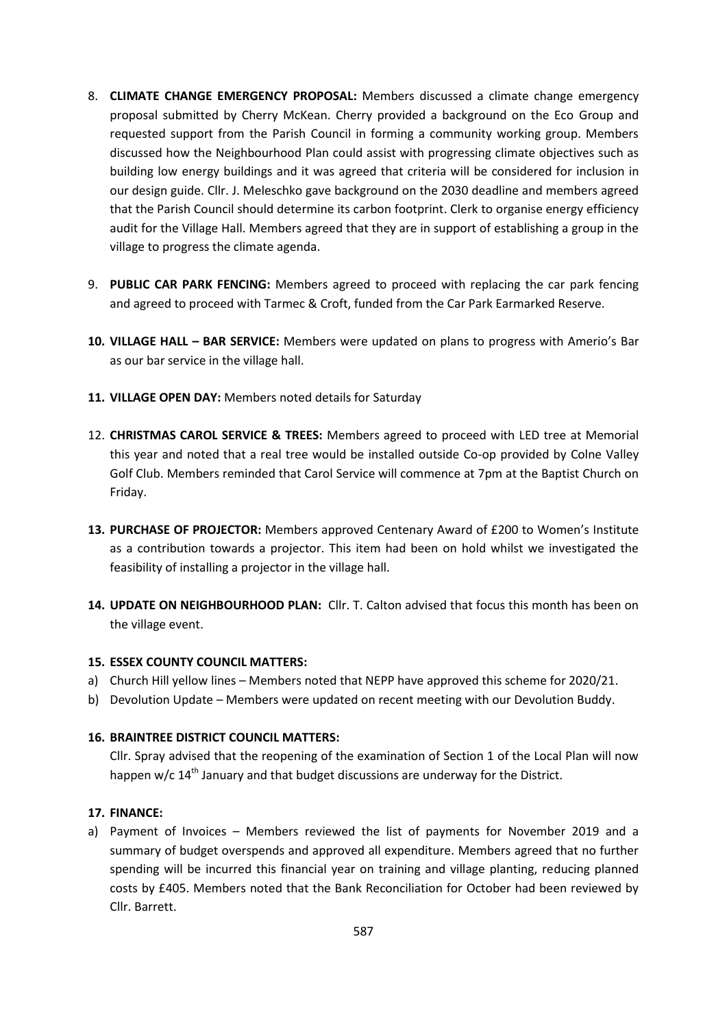8. **CLIMATE CHANGE EMERGENCY PROPOSAL:** Members discussed a climate change emergency proposal submitted by Cherry McKean. Cherry provided a background on the Eco Group and requested support from the Parish Council in forming a community working group. Members discussed how the Neighbourhood Plan could assist with progressing climate objectives such as building low energy buildings and it was agreed that criteria will be considered for inclusion in our design guide. Cllr. J. Meleschko gave background on the 2030 deadline and members agreed that the Parish Council should determine its carbon footprint. Clerk to organise energy efficiency audit for the Village Hall. Members agreed that they are in support of establishing a group in the village to progress the climate agenda.

9. **PUBLIC CAR PARK FENCING:** Members agreed to proceed with replacing the car park fencing and agreed to proceed with Tarmec & Croft, funded from the Car Park Earmarked Reserve.

10. **VILLAGE HALL – BAR SERVICE:** Members were updated on plans to progress with Amerio's Bar as our bar service in the village hall.

11. **VILLAGE OPEN DAY:** Members noted details for Saturday

12. **CHRISTMAS CAROL SERVICE & TREES:** Members agreed to proceed with LED tree at Memorial this year and noted that a real tree would be installed outside Co-op provided by Colne Valley Golf Club. Members reminded that Carol Service will commence at 7pm at the Baptist Church on Friday.

13. **PURCHASE OF PROJECTOR:** Members approved Centenary Award of £200 to Women's Institute as a contribution towards a projector. This item had been on hold whilst we investigated the feasibility of installing a projector in the village hall.

14. **UPDATE ON NEIGHBOURHOOD PLAN:** Cllr. T. Calton advised that focus this month has been on the village event.

15. **ESSEX COUNTY COUNCIL MATTERS:**

a) Church Hill yellow lines – Members noted that NEPP have approved this scheme for 2020/21.

b) Devolution Update – Members were updated on recent meeting with our Devolution Buddy.

16. **BRAINTREE DISTRICT COUNCIL MATTERS:**

Cllr. Spray advised that the reopening of the examination of Section 1 of the Local Plan will now happen w/c 14th January and that budget discussions are underway for the District.

17. **FINANCE:**

a) Payment of Invoices – Members reviewed the list of payments for November 2019 and a summary of budget overspends and approved all expenditure. Members agreed that no further spending will be incurred this financial year on training and village planting, reducing planned costs by £405. Members noted that the Bank Reconciliation for October had been reviewed by Cllr. Barrett.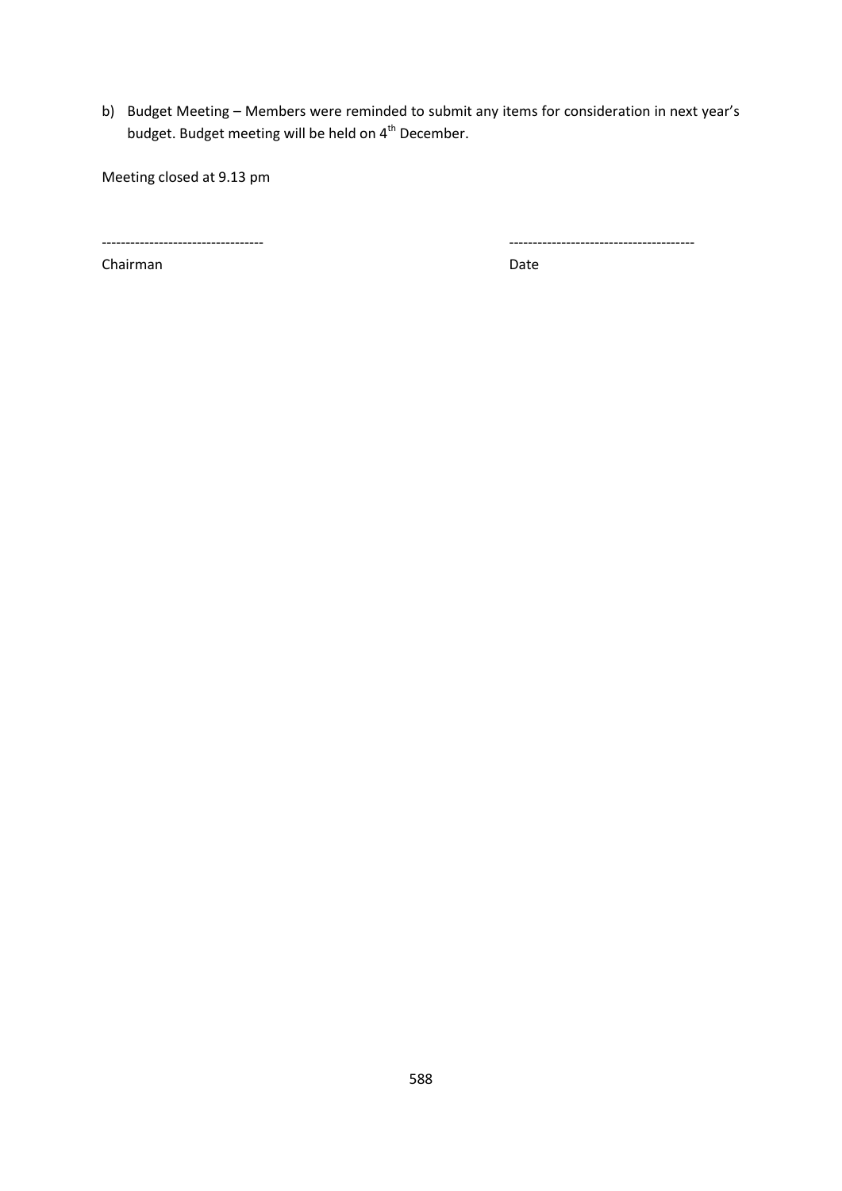b) Budget Meeting – Members were reminded to submit any items for consideration in next year's budget. Budget meeting will be held on 4th December.

Meeting closed at 9.13 pm

---------------------------------- --------------------------------------

Chairman Date